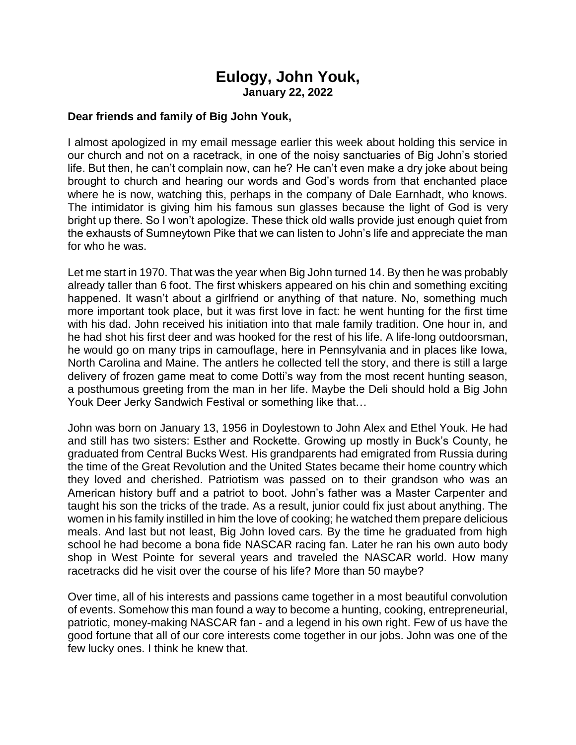# Eulogy, John Youk,

**January 22, 2022**

**Dear friends and family of Big John Youk,**

I almost apologized in my email message earlier this week about holding this service in our church and not on a racetrack, in one of the noisy sanctuaries of Big John's storied life. But then, he can't complain now, can he? He can't even make a dry joke about being brought to church and hearing our words and God's words from that enchanted place where he is now, watching this, perhaps in the company of Dale Earnhadt, who knows. The intimidator is giving him his famous sun glasses because the light of God is very bright up there. So I won't apologize. These thick old walls provide just enough quiet from the exhausts of Sumneytown Pike that we can listen to John's life and appreciate the man for who he was.

Let me start in 1970. That was the year when Big John turned 14. By then he was probably already taller than 6 foot. The first whiskers appeared on his chin and something exciting happened. It wasn't about a girlfriend or anything of that nature. No, something much more important took place, but it was first love in fact: he went hunting for the first time with his dad. John received his initiation into that male family tradition. One hour in, and he had shot his first deer and was hooked for the rest of his life. A life-long outdoorsman, he would go on many trips in camouflage, here in Pennsylvania and in places like Iowa, North Carolina and Maine. The antlers he collected tell the story, and there is still a large delivery of frozen game meat to come Dotti's way from the most recent hunting season, a posthumous greeting from the man in her life. Maybe the Deli should hold a Big John Youk Deer Jerky Sandwich Festival or something like that…

John was born on January 13, 1956 in Doylestown to John Alex and Ethel Youk. He had and still has two sisters: Esther and Rockette. Growing up mostly in Buck's County, he graduated from Central Bucks West. His grandparents had emigrated from Russia during the time of the Great Revolution and the United States became their home country which they loved and cherished. Patriotism was passed on to their grandson who was an American history buff and a patriot to boot. John's father was a Master Carpenter and taught his son the tricks of the trade. As a result, junior could fix just about anything. The women in his family instilled in him the love of cooking; he watched them prepare delicious meals. And last but not least, Big John loved cars. By the time he graduated from high school he had become a bona fide NASCAR racing fan. Later he ran his own auto body shop in West Pointe for several years and traveled the NASCAR world. How many racetracks did he visit over the course of his life? More than 50 maybe?

Over time, all of his interests and passions came together in a most beautiful convolution of events. Somehow this man found a way to become a hunting, cooking, entrepreneurial, patriotic, money-making NASCAR fan - and a legend in his own right. Few of us have the good fortune that all of our core interests come together in our jobs. John was one of the few lucky ones. I think he knew that.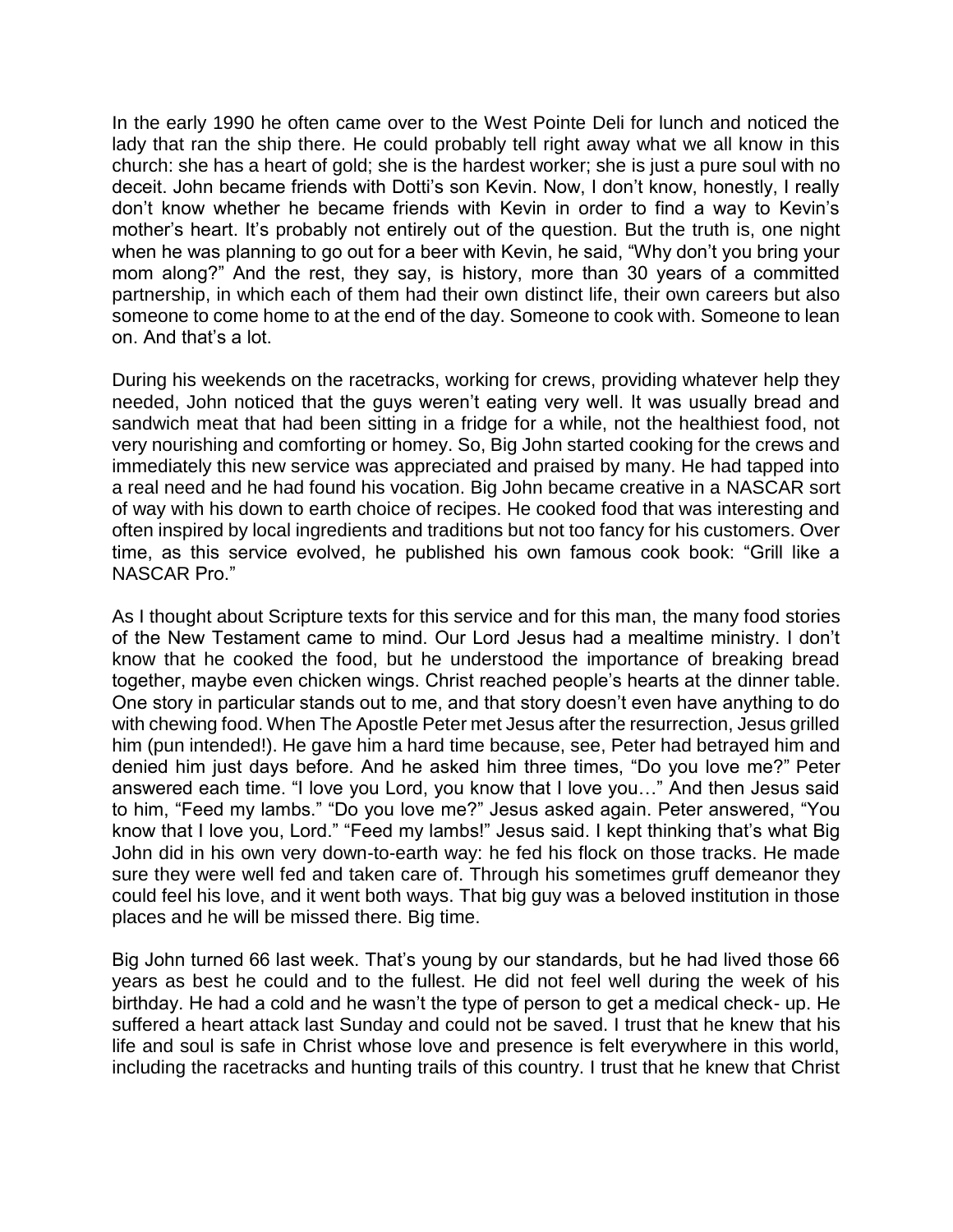In the early 1990 he often came over to the West Pointe Deli for lunch and noticed the lady that ran the ship there. He could probably tell right away what we all know in this church: she has a heart of gold; she is the hardest worker; she is just a pure soul with no deceit. John became friends with Dotti's son Kevin. Now, I don't know, honestly, I really don't know whether he became friends with Kevin in order to find a way to Kevin's mother's heart. It's probably not entirely out of the question. But the truth is, one night when he was planning to go out for a beer with Kevin, he said, "Why don't you bring your mom along?" And the rest, they say, is history, more than 30 years of a committed partnership, in which each of them had their own distinct life, their own careers but also someone to come home to at the end of the day. Someone to cook with. Someone to lean on. And that's a lot.

During his weekends on the racetracks, working for crews, providing whatever help they needed, John noticed that the guys weren't eating very well. It was usually bread and sandwich meat that had been sitting in a fridge for a while, not the healthiest food, not very nourishing and comforting or homey. So, Big John started cooking for the crews and immediately this new service was appreciated and praised by many. He had tapped into a real need and he had found his vocation. Big John became creative in a NASCAR sort of way with his down to earth choice of recipes. He cooked food that was interesting and often inspired by local ingredients and traditions but not too fancy for his customers. Over time, as this service evolved, he published his own famous cook book: "Grill like a NASCAR Pro."

As I thought about Scripture texts for this service and for this man, the many food stories of the New Testament came to mind. Our Lord Jesus had a mealtime ministry. I don't know that he cooked the food, but he understood the importance of breaking bread together, maybe even chicken wings. Christ reached people's hearts at the dinner table. One story in particular stands out to me, and that story doesn't even have anything to do with chewing food. When The Apostle Peter met Jesus after the resurrection, Jesus grilled him (pun intended!). He gave him a hard time because, see, Peter had betrayed him and denied him just days before. And he asked him three times, "Do you love me?" Peter answered each time. "I love you Lord, you know that I love you…" And then Jesus said to him, "Feed my lambs." "Do you love me?" Jesus asked again. Peter answered, "You know that I love you, Lord." "Feed my lambs!" Jesus said. I kept thinking that's what Big John did in his own very down-to-earth way: he fed his flock on those tracks. He made sure they were well fed and taken care of. Through his sometimes gruff demeanor they could feel his love, and it went both ways. That big guy was a beloved institution in those places and he will be missed there. Big time.

Big John turned 66 last week. That's young by our standards, but he had lived those 66 years as best he could and to the fullest. He did not feel well during the week of his birthday. He had a cold and he wasn't the type of person to get a medical check- up. He suffered a heart attack last Sunday and could not be saved. I trust that he knew that his life and soul is safe in Christ whose love and presence is felt everywhere in this world, including the racetracks and hunting trails of this country. I trust that he knew that Christ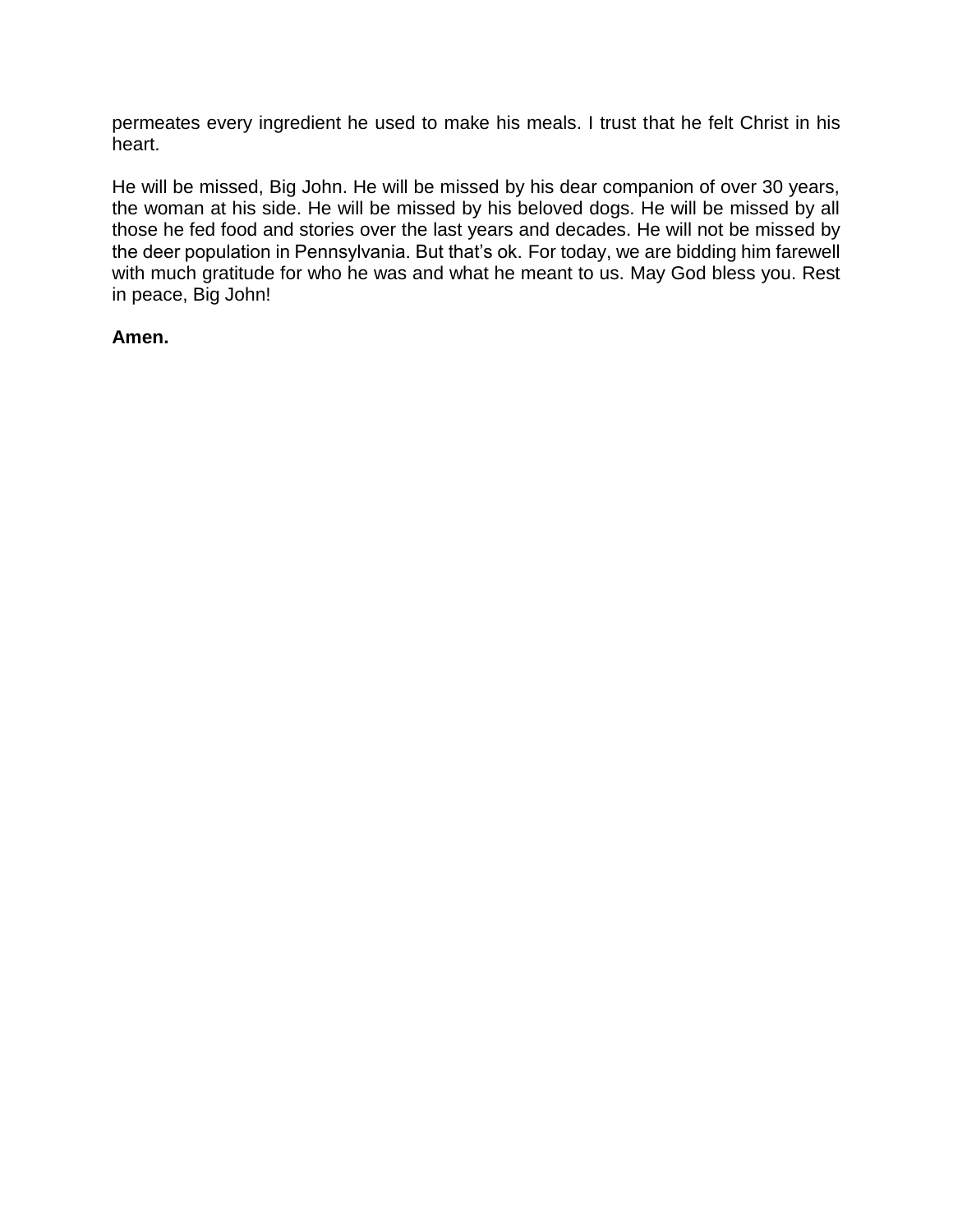permeates every ingredient he used to make his meals. I trust that he felt Christ in his heart.

He will be missed, Big John. He will be missed by his dear companion of over 30 years, the woman at his side. He will be missed by his beloved dogs. He will be missed by all those he fed food and stories over the last years and decades. He will not be missed by the deer population in Pennsylvania. But that's ok. For today, we are bidding him farewell with much gratitude for who he was and what he meant to us. May God bless you. Rest in peace, Big John!

**Amen.**